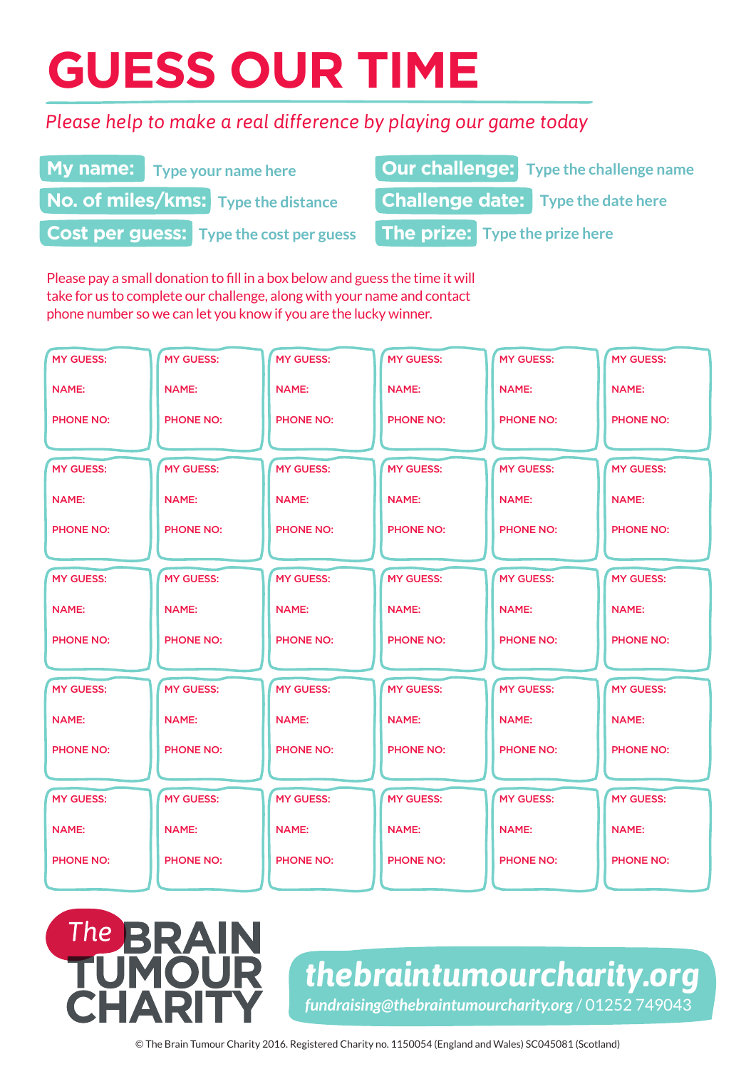# GUESS OUR TIME

*Please help to make a real difference by playing our game today*

**My name:** Type your name here

**No. of miles/kms:** Type the distance

**Cost per guess:** Type the cost per guess

**Our challenge:** Type the challenge name

**Challenge date:** Type the date here

**The prize:** Type the prize here

Please pay a small donation to fill in a box below and guess the time it will take for us to complete our challenge, along with your name and contact phone number so we can let you know if you are the lucky winner.

| | | | | | |
|---|---|---|---|---|---|
| MY GUESS:<br>NAME:<br>PHONE NO: | MY GUESS:<br>NAME:<br>PHONE NO: | MY GUESS:<br>NAME:<br>PHONE NO: | MY GUESS:<br>NAME:<br>PHONE NO: | MY GUESS:<br>NAME:<br>PHONE NO: | MY GUESS:<br>NAME:<br>PHONE NO: |
| MY GUESS:<br>NAME:<br>PHONE NO: | MY GUESS:<br>NAME:<br>PHONE NO: | MY GUESS:<br>NAME:<br>PHONE NO: | MY GUESS:<br>NAME:<br>PHONE NO: | MY GUESS:<br>NAME:<br>PHONE NO: | MY GUESS:<br>NAME:<br>PHONE NO: |
| MY GUESS:<br>NAME:<br>PHONE NO: | MY GUESS:<br>NAME:<br>PHONE NO: | MY GUESS:<br>NAME:<br>PHONE NO: | MY GUESS:<br>NAME:<br>PHONE NO: | MY GUESS:<br>NAME:<br>PHONE NO: | MY GUESS:<br>NAME:<br>PHONE NO: |
| MY GUESS:<br>NAME:<br>PHONE NO: | MY GUESS:<br>NAME:<br>PHONE NO: | MY GUESS:<br>NAME:<br>PHONE NO: | MY GUESS:<br>NAME:<br>PHONE NO: | MY GUESS:<br>NAME:<br>PHONE NO: | MY GUESS:<br>NAME:<br>PHONE NO: |
| MY GUESS:<br>NAME:<br>PHONE NO: | MY GUESS:<br>NAME:<br>PHONE NO: | MY GUESS:<br>NAME:<br>PHONE NO: | MY GUESS:<br>NAME:<br>PHONE NO: | MY GUESS:<br>NAME:<br>PHONE NO: | MY GUESS:<br>NAME:<br>PHONE NO: |

The BRAIN TUMOUR CHARITY

***thebraintumourcharity.org***

*fundraising@thebraintumourcharity.org* / 01252 749043

© The Brain Tumour Charity 2016. Registered Charity no. 1150054 (England and Wales) SC045081 (Scotland)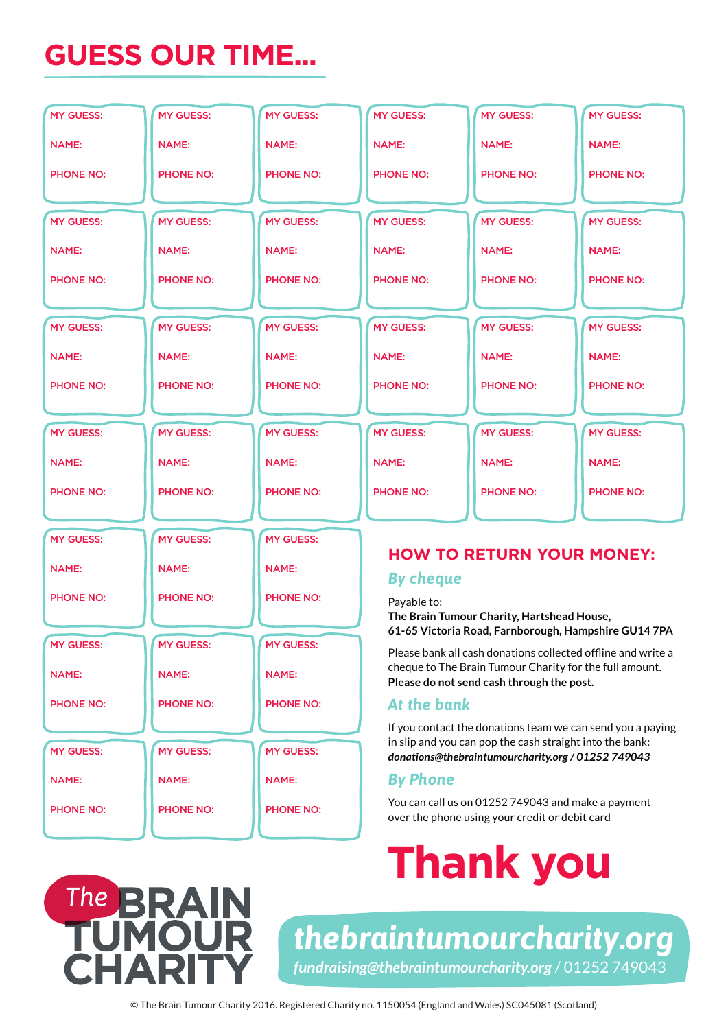# GUESS OUR TIME...

| | | | | | |
|---|---|---|---|---|---|
| MY GUESS: NAME: PHONE NO: | MY GUESS: NAME: PHONE NO: | MY GUESS: NAME: PHONE NO: | MY GUESS: NAME: PHONE NO: | MY GUESS: NAME: PHONE NO: | MY GUESS: NAME: PHONE NO: |
| MY GUESS: NAME: PHONE NO: | MY GUESS: NAME: PHONE NO: | MY GUESS: NAME: PHONE NO: | MY GUESS: NAME: PHONE NO: | MY GUESS: NAME: PHONE NO: | MY GUESS: NAME: PHONE NO: |
| MY GUESS: NAME: PHONE NO: | MY GUESS: NAME: PHONE NO: | MY GUESS: NAME: PHONE NO: | MY GUESS: NAME: PHONE NO: | MY GUESS: NAME: PHONE NO: | MY GUESS: NAME: PHONE NO: |
| MY GUESS: NAME: PHONE NO: | MY GUESS: NAME: PHONE NO: | MY GUESS: NAME: PHONE NO: | MY GUESS: NAME: PHONE NO: | MY GUESS: NAME: PHONE NO: | MY GUESS: NAME: PHONE NO: |
| MY GUESS: NAME: PHONE NO: | MY GUESS: NAME: PHONE NO: | MY GUESS: NAME: PHONE NO: | | | |
| MY GUESS: NAME: PHONE NO: | MY GUESS: NAME: PHONE NO: | MY GUESS: NAME: PHONE NO: | | | |
| MY GUESS: NAME: PHONE NO: | MY GUESS: NAME: PHONE NO: | MY GUESS: NAME: PHONE NO: | | | |

## HOW TO RETURN YOUR MONEY:

### *By cheque*

Payable to:
**The Brain Tumour Charity, Hartshead House, 61-65 Victoria Road, Farnborough, Hampshire GU14 7PA**

Please bank all cash donations collected offline and write a cheque to The Brain Tumour Charity for the full amount. **Please do not send cash through the post.**

### *At the bank*

If you contact the donations team we can send you a paying in slip and you can pop the cash straight into the bank: ***donations@thebraintumourcharity.org / 01252 749043***

### *By Phone*

You can call us on 01252 749043 and make a payment over the phone using your credit or debit card

# Thank you

The BRAIN TUMOUR CHARITY

***thebraintumourcharity.org***
*fundraising@thebraintumourcharity.org* / 01252 749043

© The Brain Tumour Charity 2016. Registered Charity no. 1150054 (England and Wales) SC045081 (Scotland)